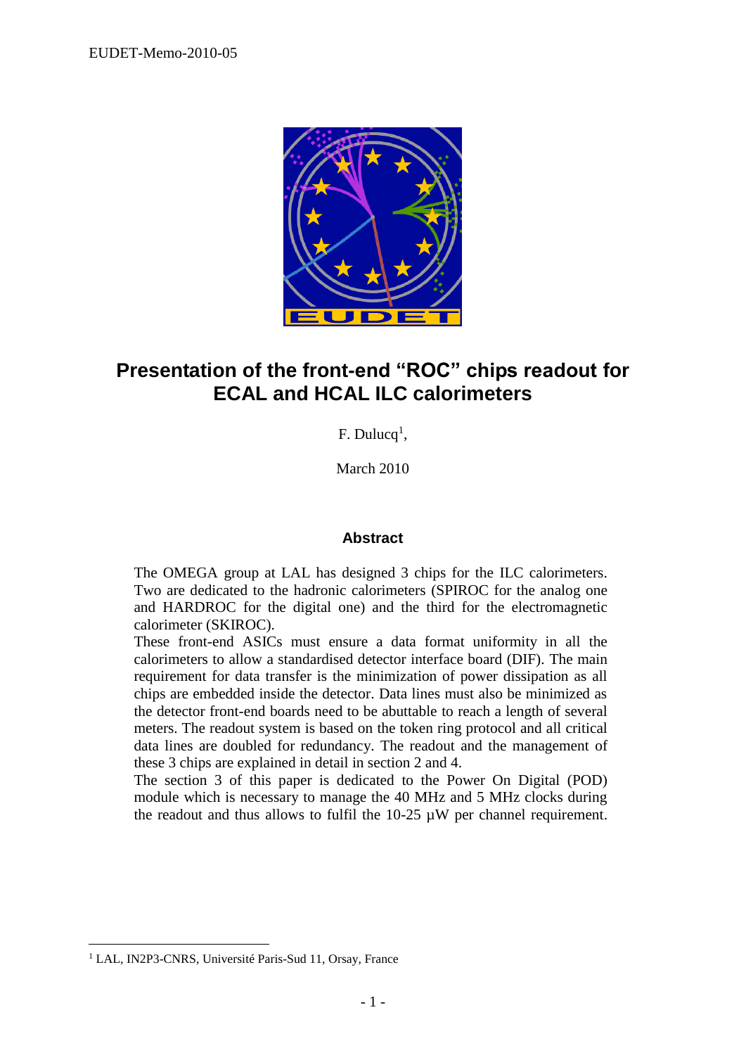EUDET-Memo-2010-05

# Presentation of the front-end "ROC" chips readout for ECAL and HCAL ILC calorimeters

F. Dulucq[1],

March 2010

## Abstract

The OMEGA group at LAL has designed 3 chips for the ILC calorimeters. Two are dedicated to the hadronic calorimeters (SPIROC for the analog one and HARDROC for the digital one) and the third for the electromagnetic calorimeter (SKIROC).
These front-end ASICs must ensure a data format uniformity in all the calorimeters to allow a standardised detector interface board (DIF). The main requirement for data transfer is the minimization of power dissipation as all chips are embedded inside the detector. Data lines must also be minimized as the detector front-end boards need to be abuttable to reach a length of several meters. The readout system is based on the token ring protocol and all critical data lines are doubled for redundancy. The readout and the management of these 3 chips are explained in detail in section 2 and 4.
The section 3 of this paper is dedicated to the Power On Digital (POD) module which is necessary to manage the 40 MHz and 5 MHz clocks during the readout and thus allows to fulfil the 10-25 µW per channel requirement.

[1] LAL, IN2P3-CNRS, Université Paris-Sud 11, Orsay, France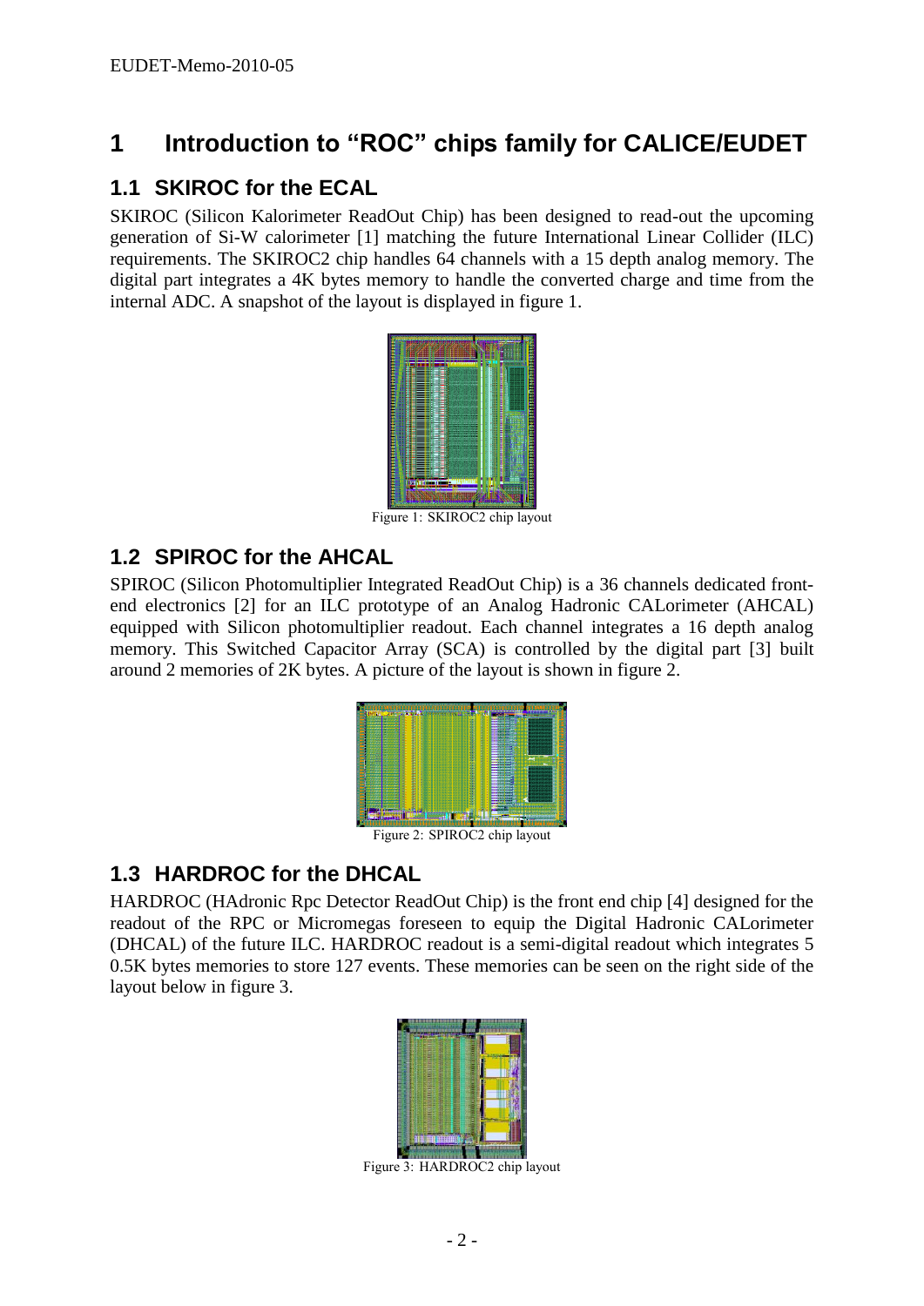# 1 Introduction to "ROC" chips family for CALICE/EUDET

## 1.1 SKIROC for the ECAL

SKIROC (Silicon Kalorimeter ReadOut Chip) has been designed to read-out the upcoming generation of Si-W calorimeter [1] matching the future International Linear Collider (ILC) requirements. The SKIROC2 chip handles 64 channels with a 15 depth analog memory. The digital part integrates a 4K bytes memory to handle the converted charge and time from the internal ADC. A snapshot of the layout is displayed in figure 1.

Figure 1: SKIROC2 chip layout

## 1.2 SPIROC for the AHCAL

SPIROC (Silicon Photomultiplier Integrated ReadOut Chip) is a 36 channels dedicated front-end electronics [2] for an ILC prototype of an Analog Hadronic CALorimeter (AHCAL) equipped with Silicon photomultiplier readout. Each channel integrates a 16 depth analog memory. This Switched Capacitor Array (SCA) is controlled by the digital part [3] built around 2 memories of 2K bytes. A picture of the layout is shown in figure 2.

Figure 2: SPIROC2 chip layout

## 1.3 HARDROC for the DHCAL

HARDROC (HAdronic Rpc Detector ReadOut Chip) is the front end chip [4] designed for the readout of the RPC or Micromegas foreseen to equip the Digital Hadronic CALorimeter (DHCAL) of the future ILC. HARDROC readout is a semi-digital readout which integrates 5 0.5K bytes memories to store 127 events. These memories can be seen on the right side of the layout below in figure 3.

Figure 3: HARDROC2 chip layout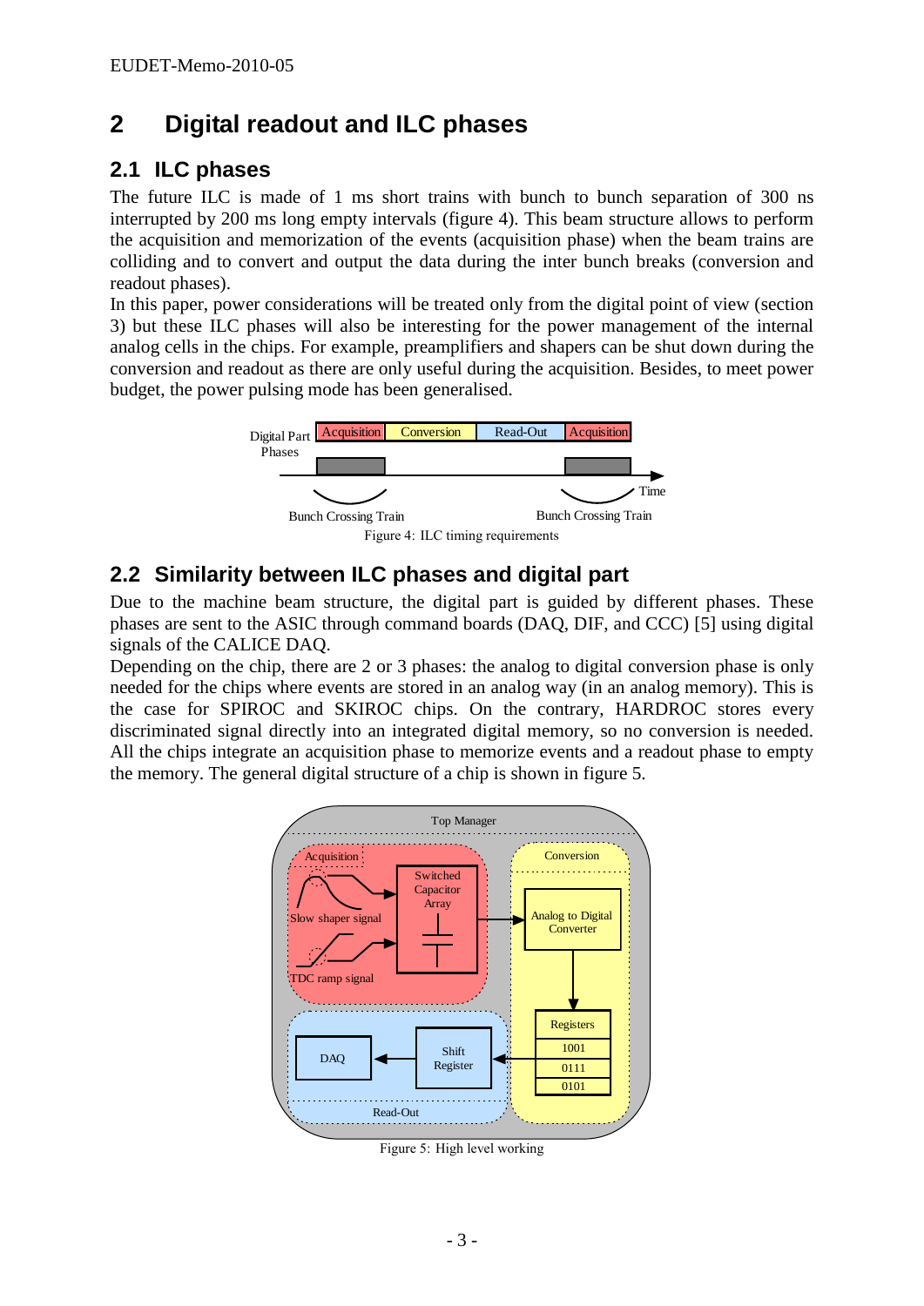# 2 Digital readout and ILC phases

## 2.1 ILC phases

The future ILC is made of 1 ms short trains with bunch to bunch separation of 300 ns interrupted by 200 ms long empty intervals (figure 4). This beam structure allows to perform the acquisition and memorization of the events (acquisition phase) when the beam trains are colliding and to convert and output the data during the inter bunch breaks (conversion and readout phases).

In this paper, power considerations will be treated only from the digital point of view (section 3) but these ILC phases will also be interesting for the power management of the internal analog cells in the chips. For example, preamplifiers and shapers can be shut down during the conversion and readout as there are only useful during the acquisition. Besides, to meet power budget, the power pulsing mode has been generalised.

Figure 4: ILC timing requirements

## 2.2 Similarity between ILC phases and digital part

Due to the machine beam structure, the digital part is guided by different phases. These phases are sent to the ASIC through command boards (DAQ, DIF, and CCC) [5] using digital signals of the CALICE DAQ.

Depending on the chip, there are 2 or 3 phases: the analog to digital conversion phase is only needed for the chips where events are stored in an analog way (in an analog memory). This is the case for SPIROC and SKIROC chips. On the contrary, HARDROC stores every discriminated signal directly into an integrated digital memory, so no conversion is needed. All the chips integrate an acquisition phase to memorize events and a readout phase to empty the memory. The general digital structure of a chip is shown in figure 5.

Figure 5: High level working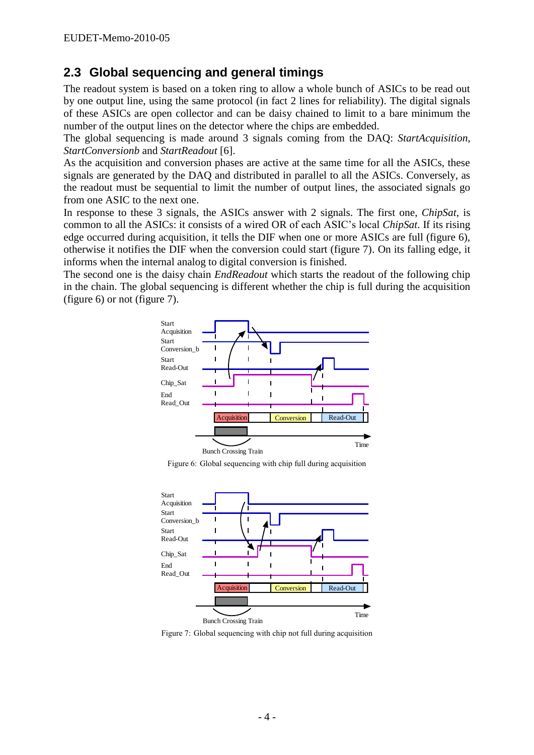## 2.3 Global sequencing and general timings

The readout system is based on a token ring to allow a whole bunch of ASICs to be read out by one output line, using the same protocol (in fact 2 lines for reliability). The digital signals of these ASICs are open collector and can be daisy chained to limit to a bare minimum the number of the output lines on the detector where the chips are embedded.

The global sequencing is made around 3 signals coming from the DAQ: *StartAcquisition*, *StartConversionb* and *StartReadout* [6].

As the acquisition and conversion phases are active at the same time for all the ASICs, these signals are generated by the DAQ and distributed in parallel to all the ASICs. Conversely, as the readout must be sequential to limit the number of output lines, the associated signals go from one ASIC to the next one.

In response to these 3 signals, the ASICs answer with 2 signals. The first one, *ChipSat*, is common to all the ASICs: it consists of a wired OR of each ASIC's local *ChipSat*. If its rising edge occurred during acquisition, it tells the DIF when one or more ASICs are full (figure 6), otherwise it notifies the DIF when the conversion could start (figure 7). On its falling edge, it informs when the internal analog to digital conversion is finished.

The second one is the daisy chain *EndReadout* which starts the readout of the following chip in the chain. The global sequencing is different whether the chip is full during the acquisition (figure 6) or not (figure 7).

Figure 6: Global sequencing with chip full during acquisition

Figure 7: Global sequencing with chip not full during acquisition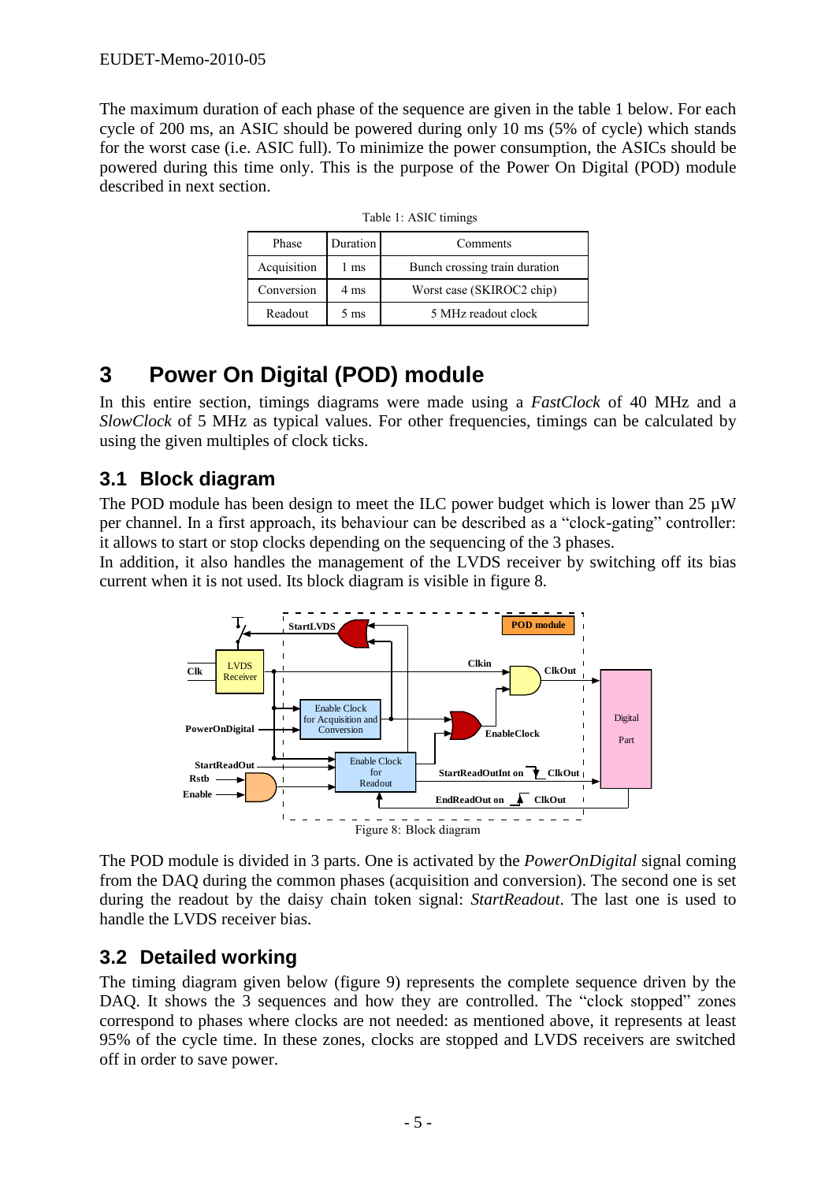The maximum duration of each phase of the sequence are given in the table 1 below. For each cycle of 200 ms, an ASIC should be powered during only 10 ms (5% of cycle) which stands for the worst case (i.e. ASIC full). To minimize the power consumption, the ASICs should be powered during this time only. This is the purpose of the Power On Digital (POD) module described in next section.

Table 1: ASIC timings

| Phase | Duration | Comments |
|---|---|---|
| Acquisition | 1 ms | Bunch crossing train duration |
| Conversion | 4 ms | Worst case (SKIROC2 chip) |
| Readout | 5 ms | 5 MHz readout clock |

# 3 Power On Digital (POD) module

In this entire section, timings diagrams were made using a *FastClock* of 40 MHz and a *SlowClock* of 5 MHz as typical values. For other frequencies, timings can be calculated by using the given multiples of clock ticks.

## 3.1 Block diagram

The POD module has been design to meet the ILC power budget which is lower than 25 µW per channel. In a first approach, its behaviour can be described as a "clock-gating" controller: it allows to start or stop clocks depending on the sequencing of the 3 phases.
In addition, it also handles the management of the LVDS receiver by switching off its bias current when it is not used. Its block diagram is visible in figure 8.

Figure 8: Block diagram

The POD module is divided in 3 parts. One is activated by the *PowerOnDigital* signal coming from the DAQ during the common phases (acquisition and conversion). The second one is set during the readout by the daisy chain token signal: *StartReadout*. The last one is used to handle the LVDS receiver bias.

## 3.2 Detailed working

The timing diagram given below (figure 9) represents the complete sequence driven by the DAQ. It shows the 3 sequences and how they are controlled. The "clock stopped" zones correspond to phases where clocks are not needed: as mentioned above, it represents at least 95% of the cycle time. In these zones, clocks are stopped and LVDS receivers are switched off in order to save power.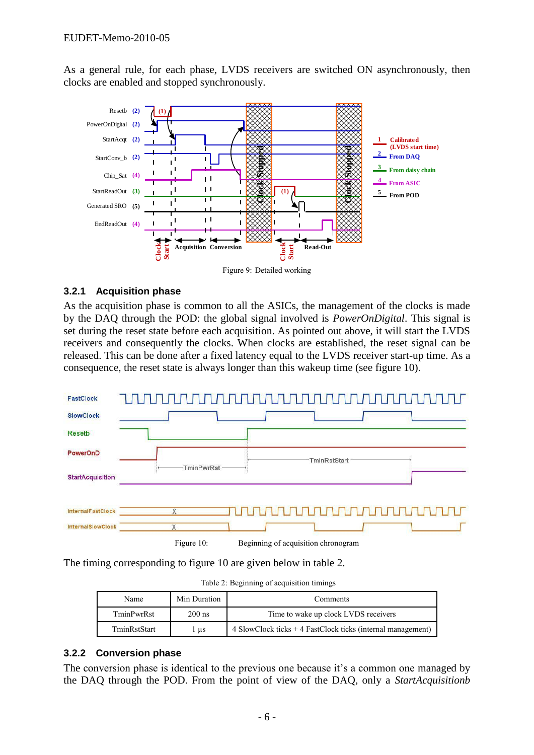As a general rule, for each phase, LVDS receivers are switched ON asynchronously, then clocks are enabled and stopped synchronously.

Figure 9: Detailed working

### 3.2.1 Acquisition phase

As the acquisition phase is common to all the ASICs, the management of the clocks is made by the DAQ through the POD: the global signal involved is *PowerOnDigital*. This signal is set during the reset state before each acquisition. As pointed out above, it will start the LVDS receivers and consequently the clocks. When clocks are established, the reset signal can be released. This can be done after a fixed latency equal to the LVDS receiver start-up time. As a consequence, the reset state is always longer than this wakeup time (see figure 10).

Figure 10: Beginning of acquisition chronogram

The timing corresponding to figure 10 are given below in table 2.

Table 2: Beginning of acquisition timings

| Name | Min Duration | Comments |
|---|---|---|
| TminPwrRst | 200 ns | Time to wake up clock LVDS receivers |
| TminRstStart | 1 µs | 4 SlowClock ticks + 4 FastClock ticks (internal management) |

### 3.2.2 Conversion phase

The conversion phase is identical to the previous one because it's a common one managed by the DAQ through the POD. From the point of view of the DAQ, only a *StartAcquisitionb*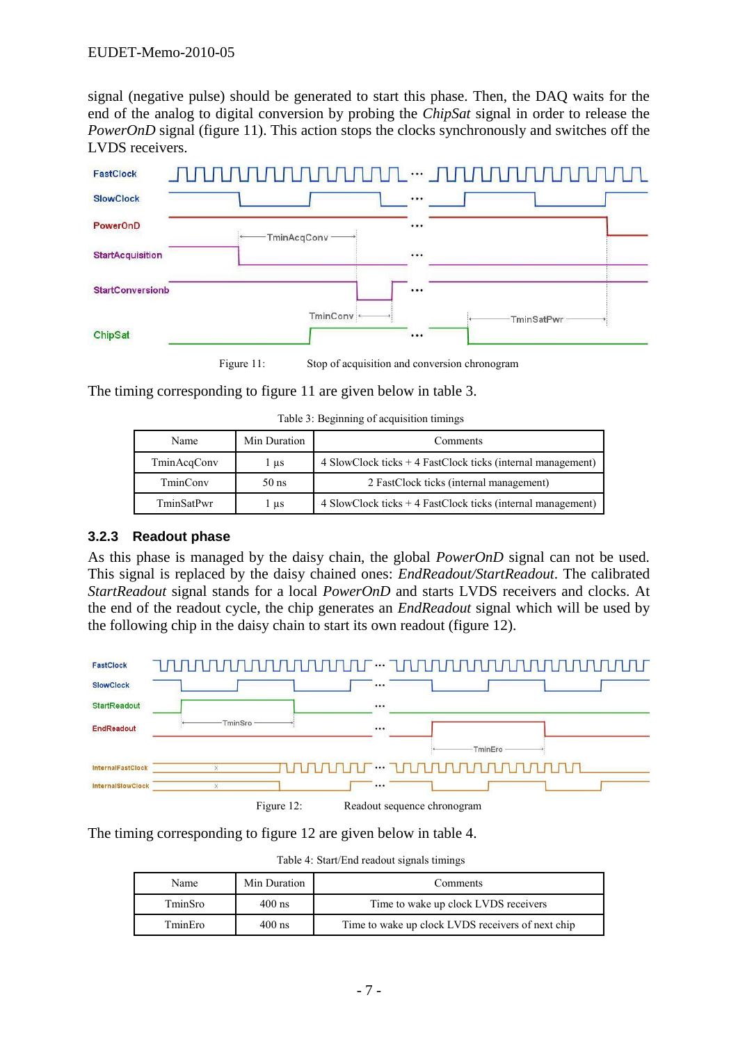signal (negative pulse) should be generated to start this phase. Then, the DAQ waits for the end of the analog to digital conversion by probing the *ChipSat* signal in order to release the *PowerOnD* signal (figure 11). This action stops the clocks synchronously and switches off the LVDS receivers.

Figure 11: Stop of acquisition and conversion chronogram

The timing corresponding to figure 11 are given below in table 3.

Table 3: Beginning of acquisition timings

| Name | Min Duration | Comments |
|---|---|---|
| TminAcqConv | 1 µs | 4 SlowClock ticks + 4 FastClock ticks (internal management) |
| TminConv | 50 ns | 2 FastClock ticks (internal management) |
| TminSatPwr | 1 µs | 4 SlowClock ticks + 4 FastClock ticks (internal management) |

### 3.2.3 Readout phase

As this phase is managed by the daisy chain, the global *PowerOnD* signal can not be used. This signal is replaced by the daisy chained ones: *EndReadout/StartReadout*. The calibrated *StartReadout* signal stands for a local *PowerOnD* and starts LVDS receivers and clocks. At the end of the readout cycle, the chip generates an *EndReadout* signal which will be used by the following chip in the daisy chain to start its own readout (figure 12).

Figure 12: Readout sequence chronogram

The timing corresponding to figure 12 are given below in table 4.

Table 4: Start/End readout signals timings

| Name | Min Duration | Comments |
|---|---|---|
| TminSro | 400 ns | Time to wake up clock LVDS receivers |
| TminEro | 400 ns | Time to wake up clock LVDS receivers of next chip |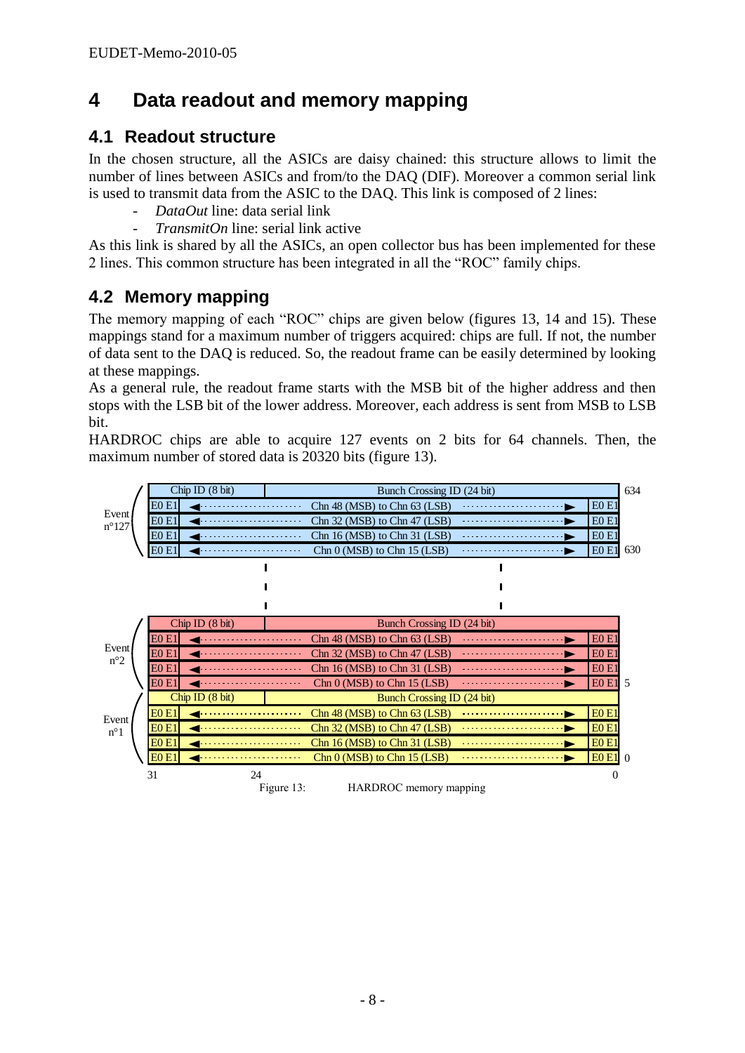# 4 Data readout and memory mapping

## 4.1 Readout structure

In the chosen structure, all the ASICs are daisy chained: this structure allows to limit the number of lines between ASICs and from/to the DAQ (DIF). Moreover a common serial link is used to transmit data from the ASIC to the DAQ. This link is composed of 2 lines:

- *DataOut* line: data serial link
- *TransmitOn* line: serial link active

As this link is shared by all the ASICs, an open collector bus has been implemented for these 2 lines. This common structure has been integrated in all the "ROC" family chips.

## 4.2 Memory mapping

The memory mapping of each "ROC" chips are given below (figures 13, 14 and 15). These mappings stand for a maximum number of triggers acquired: chips are full. If not, the number of data sent to the DAQ is reduced. So, the readout frame can be easily determined by looking at these mappings.

As a general rule, the readout frame starts with the MSB bit of the higher address and then stops with the LSB bit of the lower address. Moreover, each address is sent from MSB to LSB bit.

HARDROC chips are able to acquire 127 events on 2 bits for 64 channels. Then, the maximum number of stored data is 20320 bits (figure 13).

| Event | Bits 31–24 | Bits 23–0 | | | Address |
|---|---|---|---|---|---|
| Event n°127 | Chip ID (8 bit) | Bunch Crossing ID (24 bit) | | | 634 |
| | E0 E1 | ◄······ | Chn 48 (MSB) to Chn 63 (LSB) | ······► E0 E1 | |
| | E0 E1 | ◄······ | Chn 32 (MSB) to Chn 47 (LSB) | ······► E0 E1 | |
| | E0 E1 | ◄······ | Chn 16 (MSB) to Chn 31 (LSB) | ······► E0 E1 | |
| | E0 E1 | ◄······ | Chn 0 (MSB) to Chn 15 (LSB) | ······► E0 E1 | 630 |
| ⋮ | | ⋮ | | ⋮ | |
| Event n°2 | Chip ID (8 bit) | Bunch Crossing ID (24 bit) | | | |
| | E0 E1 | ◄······ | Chn 48 (MSB) to Chn 63 (LSB) | ······► E0 E1 | |
| | E0 E1 | ◄······ | Chn 32 (MSB) to Chn 47 (LSB) | ······► E0 E1 | |
| | E0 E1 | ◄······ | Chn 16 (MSB) to Chn 31 (LSB) | ······► E0 E1 | |
| | E0 E1 | ◄······ | Chn 0 (MSB) to Chn 15 (LSB) | ······► E0 E1 | 5 |
| Event n°1 | Chip ID (8 bit) | Bunch Crossing ID (24 bit) | | | |
| | E0 E1 | ◄······ | Chn 48 (MSB) to Chn 63 (LSB) | ······► E0 E1 | |
| | E0 E1 | ◄······ | Chn 32 (MSB) to Chn 47 (LSB) | ······► E0 E1 | |
| | E0 E1 | ◄······ | Chn 16 (MSB) to Chn 31 (LSB) | ······► E0 E1 | |
| | E0 E1 | ◄······ | Chn 0 (MSB) to Chn 15 (LSB) | ······► E0 E1 | 0 |

Bit positions: 31, 24, 0

Figure 13: HARDROC memory mapping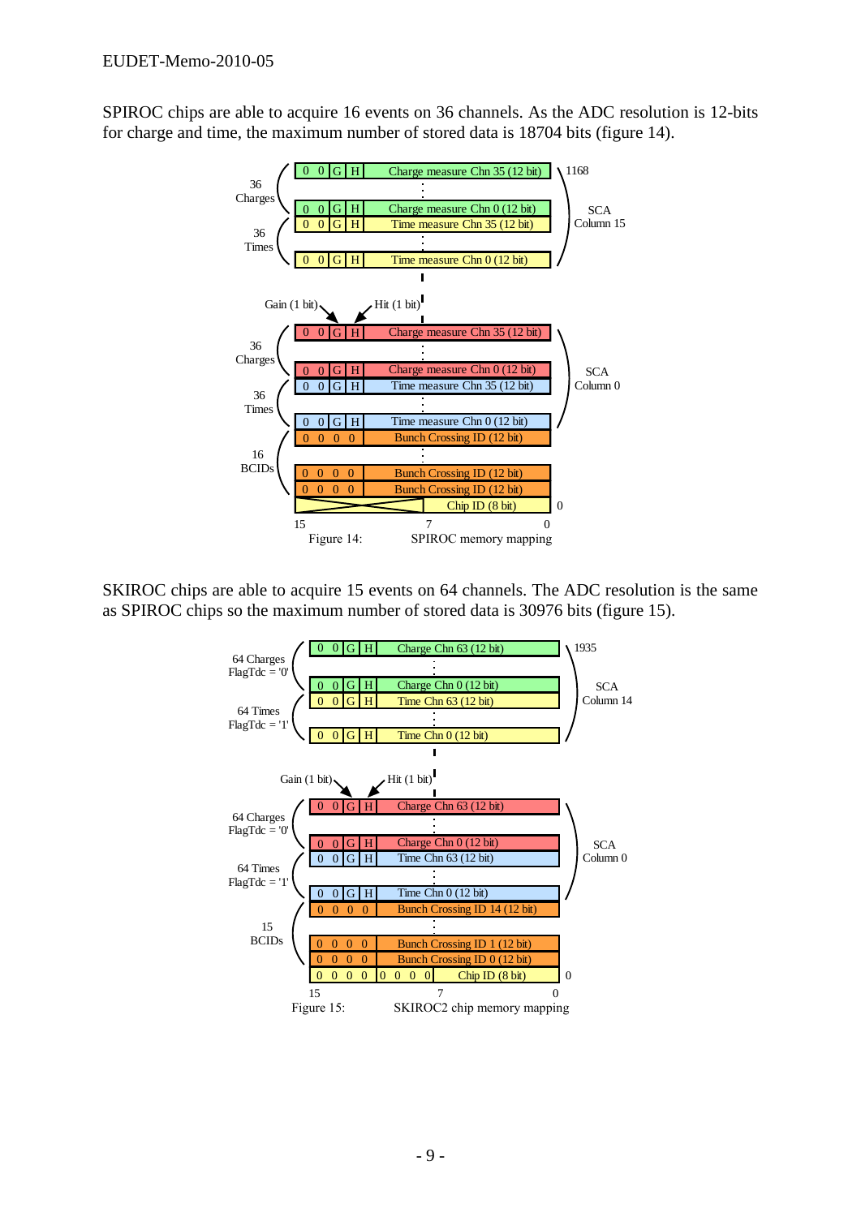SPIROC chips are able to acquire 16 events on 36 channels. As the ADC resolution is 12-bits for charge and time, the maximum number of stored data is 18704 bits (figure 14).

Figure 14: SPIROC memory mapping

SKIROC chips are able to acquire 15 events on 64 channels. The ADC resolution is the same as SPIROC chips so the maximum number of stored data is 30976 bits (figure 15).

Figure 15: SKIROC2 chip memory mapping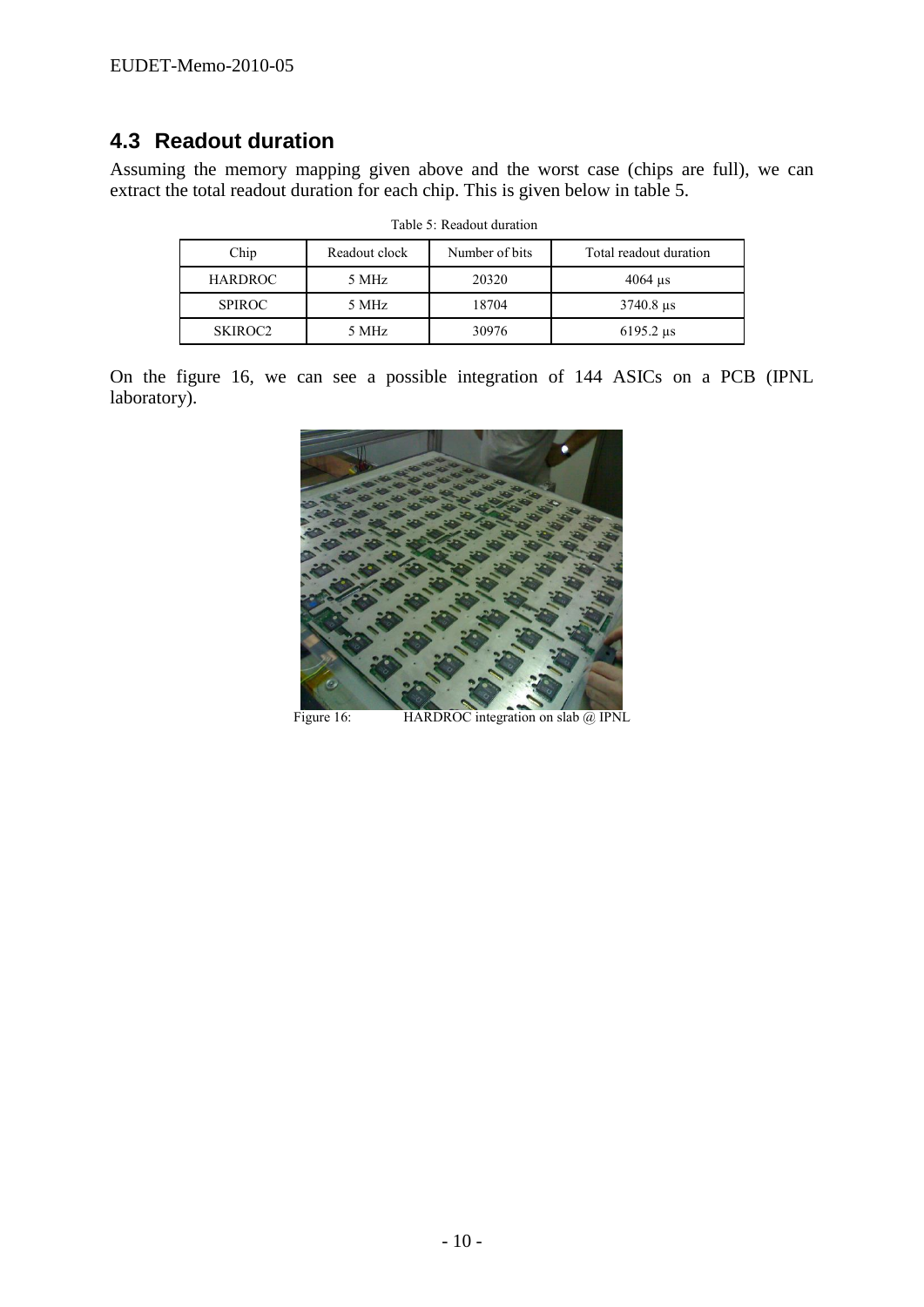## 4.3 Readout duration

Assuming the memory mapping given above and the worst case (chips are full), we can extract the total readout duration for each chip. This is given below in table 5.

Table 5: Readout duration

| Chip | Readout clock | Number of bits | Total readout duration |
|---|---|---|---|
| HARDROC | 5 MHz | 20320 | 4064 µs |
| SPIROC | 5 MHz | 18704 | 3740.8 µs |
| SKIROC2 | 5 MHz | 30976 | 6195.2 µs |

On the figure 16, we can see a possible integration of 144 ASICs on a PCB (IPNL laboratory).

Figure 16: HARDROC integration on slab @ IPNL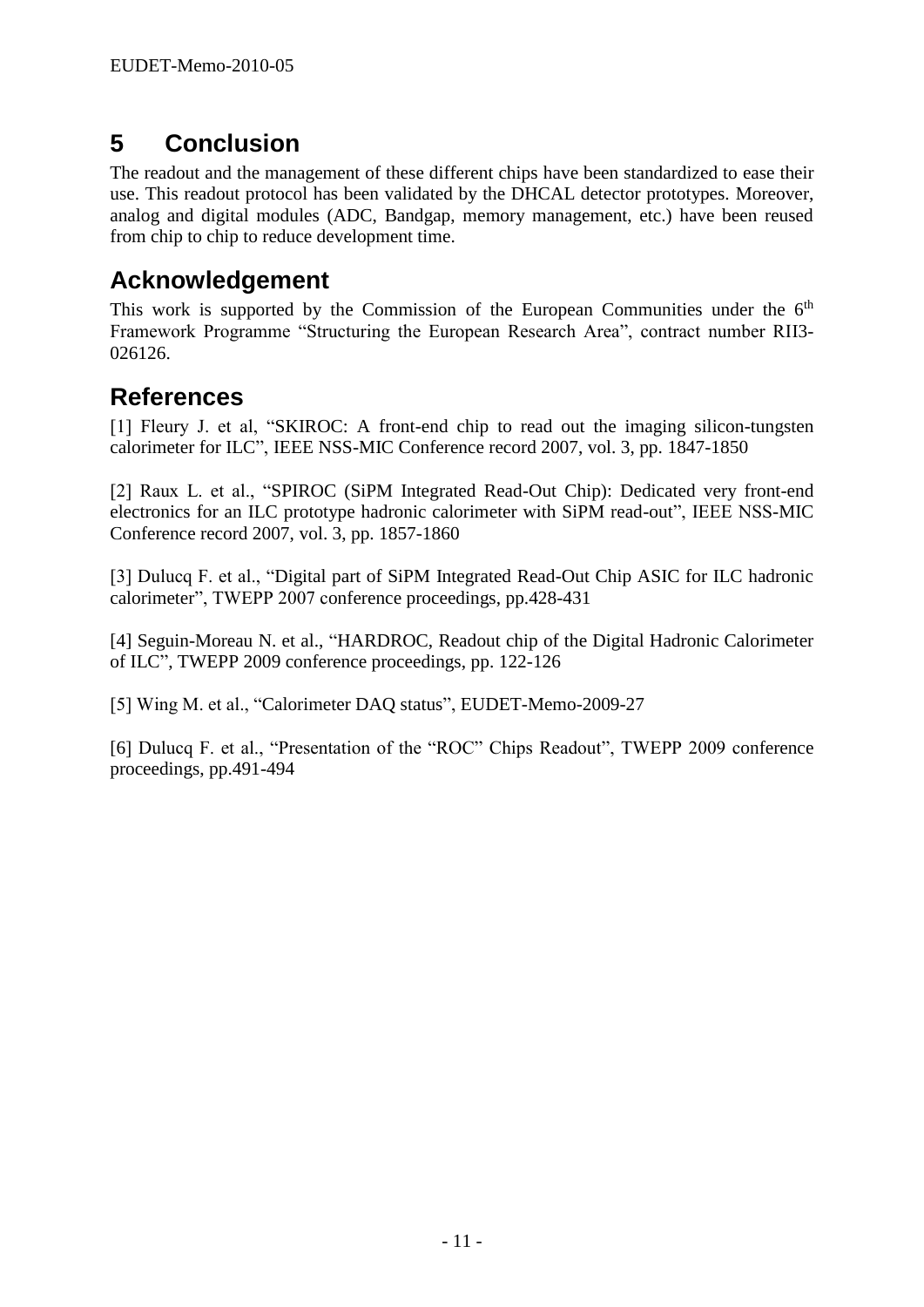# 5 Conclusion

The readout and the management of these different chips have been standardized to ease their use. This readout protocol has been validated by the DHCAL detector prototypes. Moreover, analog and digital modules (ADC, Bandgap, memory management, etc.) have been reused from chip to chip to reduce development time.

# Acknowledgement

This work is supported by the Commission of the European Communities under the 6$^{th}$ Framework Programme "Structuring the European Research Area", contract number RII3-026126.

# References

[1] Fleury J. et al, "SKIROC: A front-end chip to read out the imaging silicon-tungsten calorimeter for ILC", IEEE NSS-MIC Conference record 2007, vol. 3, pp. 1847-1850

[2] Raux L. et al., "SPIROC (SiPM Integrated Read-Out Chip): Dedicated very front-end electronics for an ILC prototype hadronic calorimeter with SiPM read-out", IEEE NSS-MIC Conference record 2007, vol. 3, pp. 1857-1860

[3] Dulucq F. et al., "Digital part of SiPM Integrated Read-Out Chip ASIC for ILC hadronic calorimeter", TWEPP 2007 conference proceedings, pp.428-431

[4] Seguin-Moreau N. et al., "HARDROC, Readout chip of the Digital Hadronic Calorimeter of ILC", TWEPP 2009 conference proceedings, pp. 122-126

[5] Wing M. et al., "Calorimeter DAQ status", EUDET-Memo-2009-27

[6] Dulucq F. et al., "Presentation of the "ROC" Chips Readout", TWEPP 2009 conference proceedings, pp.491-494